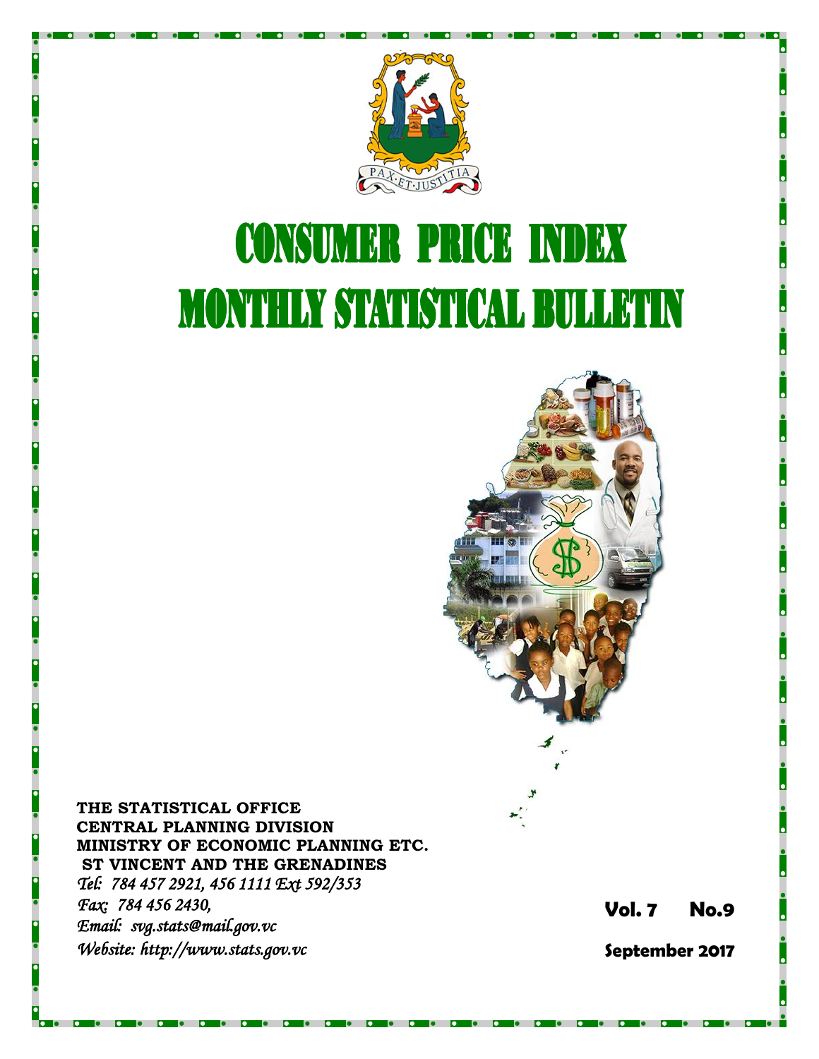# CONSUMER PRICE INDEX
# MONTHLY STATISTICAL BULLETIN

**THE STATISTICAL OFFICE**
**CENTRAL PLANNING DIVISION**
**MINISTRY OF ECONOMIC PLANNING ETC.**
**ST VINCENT AND THE GRENADINES**

*Tel: 784 457 2921, 456 1111 Ext 592/353*
*Fax: 784 456 2430,*
*Email: svg.stats@mail.gov.vc*
*Website: http://www.stats.gov.vc*

**Vol. 7 No.9**

**September 2017**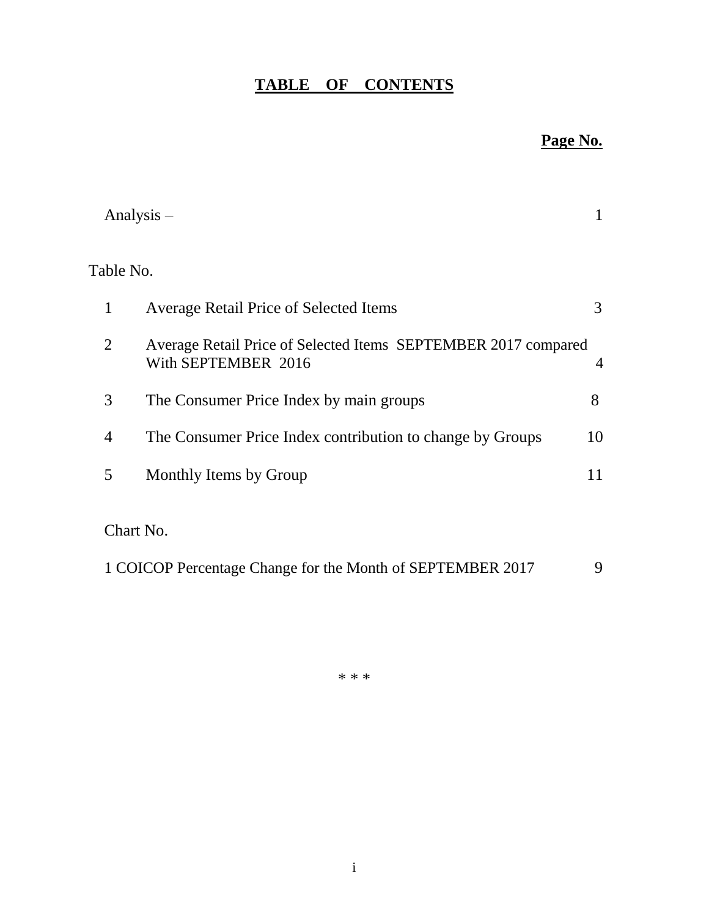# TABLE OF CONTENTS

| | | Page No. |
|---|---|---|
| Analysis – | | 1 |
| **Table No.** | | |
| 1 | Average Retail Price of Selected Items | 3 |
| 2 | Average Retail Price of Selected Items SEPTEMBER 2017 compared With SEPTEMBER 2016 | 4 |
| 3 | The Consumer Price Index by main groups | 8 |
| 4 | The Consumer Price Index contribution to change by Groups | 10 |
| 5 | Monthly Items by Group | 11 |
| **Chart No.** | | |
| 1 | COICOP Percentage Change for the Month of SEPTEMBER 2017 | 9 |

\* \* \*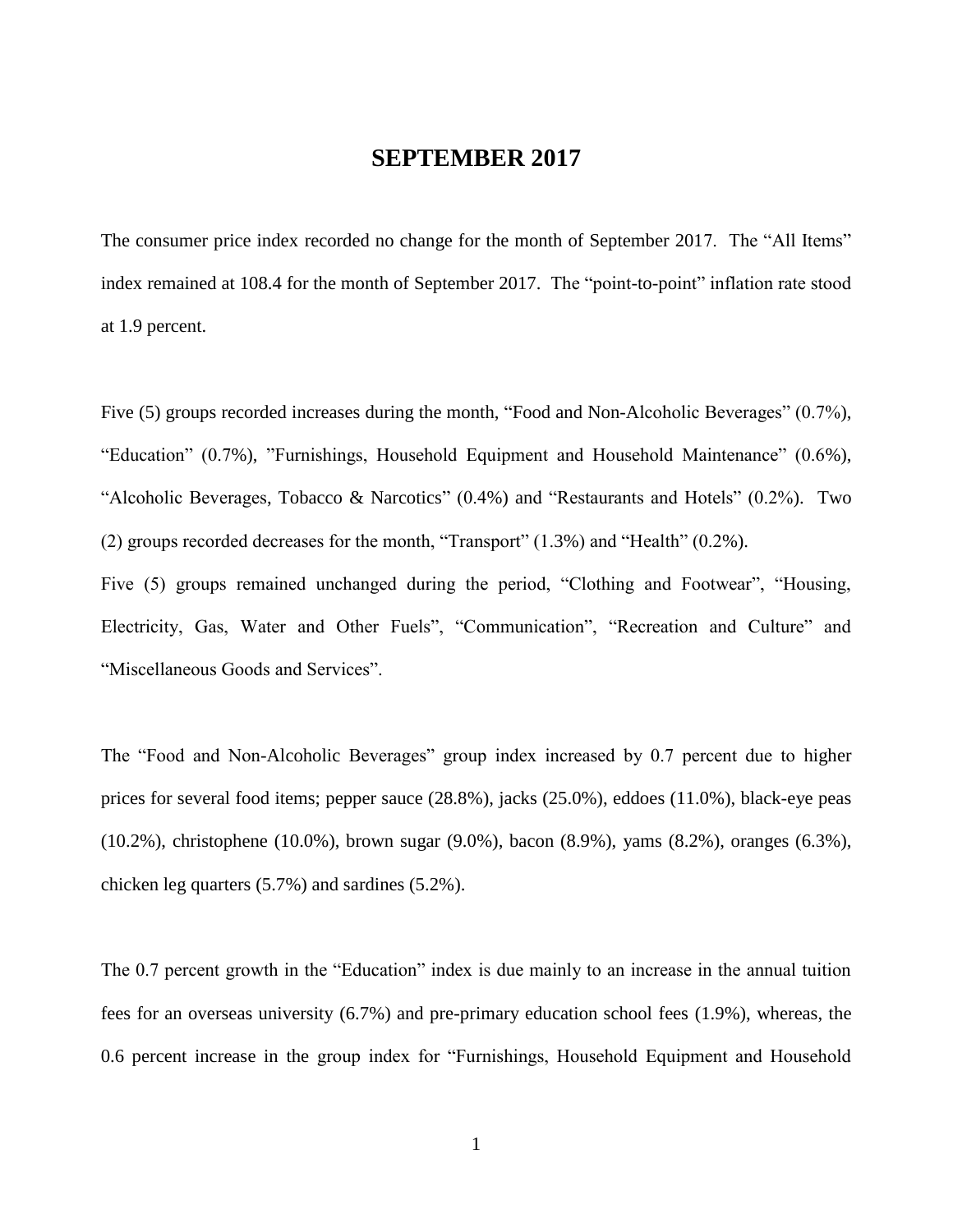# SEPTEMBER 2017

The consumer price index recorded no change for the month of September 2017. The "All Items" index remained at 108.4 for the month of September 2017. The "point-to-point" inflation rate stood at 1.9 percent.

Five (5) groups recorded increases during the month, "Food and Non-Alcoholic Beverages" (0.7%), "Education" (0.7%), "Furnishings, Household Equipment and Household Maintenance" (0.6%), "Alcoholic Beverages, Tobacco & Narcotics" (0.4%) and "Restaurants and Hotels" (0.2%). Two (2) groups recorded decreases for the month, "Transport" (1.3%) and "Health" (0.2%).
Five (5) groups remained unchanged during the period, "Clothing and Footwear", "Housing, Electricity, Gas, Water and Other Fuels", "Communication", "Recreation and Culture" and "Miscellaneous Goods and Services".

The "Food and Non-Alcoholic Beverages" group index increased by 0.7 percent due to higher prices for several food items; pepper sauce (28.8%), jacks (25.0%), eddoes (11.0%), black-eye peas (10.2%), christophene (10.0%), brown sugar (9.0%), bacon (8.9%), yams (8.2%), oranges (6.3%), chicken leg quarters (5.7%) and sardines (5.2%).

The 0.7 percent growth in the "Education" index is due mainly to an increase in the annual tuition fees for an overseas university (6.7%) and pre-primary education school fees (1.9%), whereas, the 0.6 percent increase in the group index for "Furnishings, Household Equipment and Household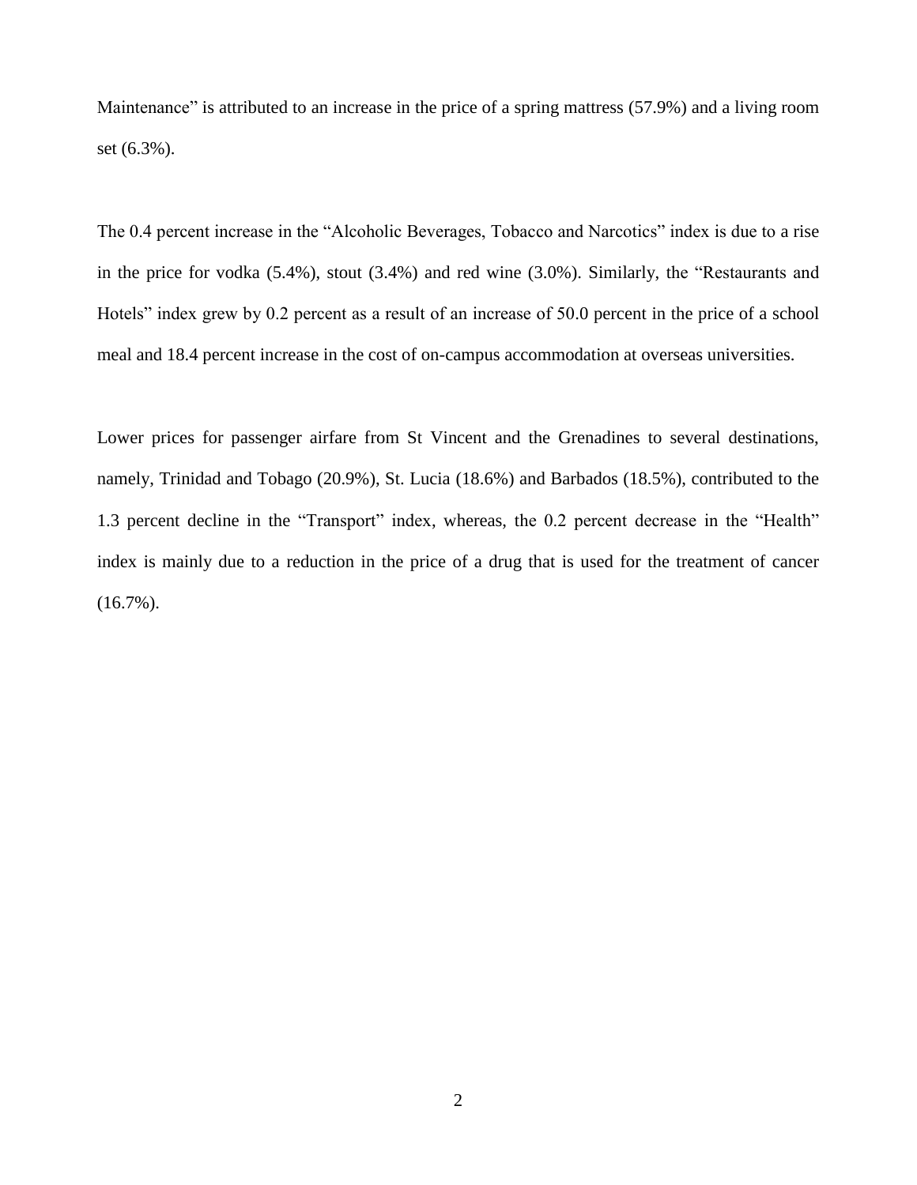Maintenance" is attributed to an increase in the price of a spring mattress (57.9%) and a living room set (6.3%).

The 0.4 percent increase in the "Alcoholic Beverages, Tobacco and Narcotics" index is due to a rise in the price for vodka (5.4%), stout (3.4%) and red wine (3.0%). Similarly, the "Restaurants and Hotels" index grew by 0.2 percent as a result of an increase of 50.0 percent in the price of a school meal and 18.4 percent increase in the cost of on-campus accommodation at overseas universities.

Lower prices for passenger airfare from St Vincent and the Grenadines to several destinations, namely, Trinidad and Tobago (20.9%), St. Lucia (18.6%) and Barbados (18.5%), contributed to the 1.3 percent decline in the "Transport" index, whereas, the 0.2 percent decrease in the "Health" index is mainly due to a reduction in the price of a drug that is used for the treatment of cancer (16.7%).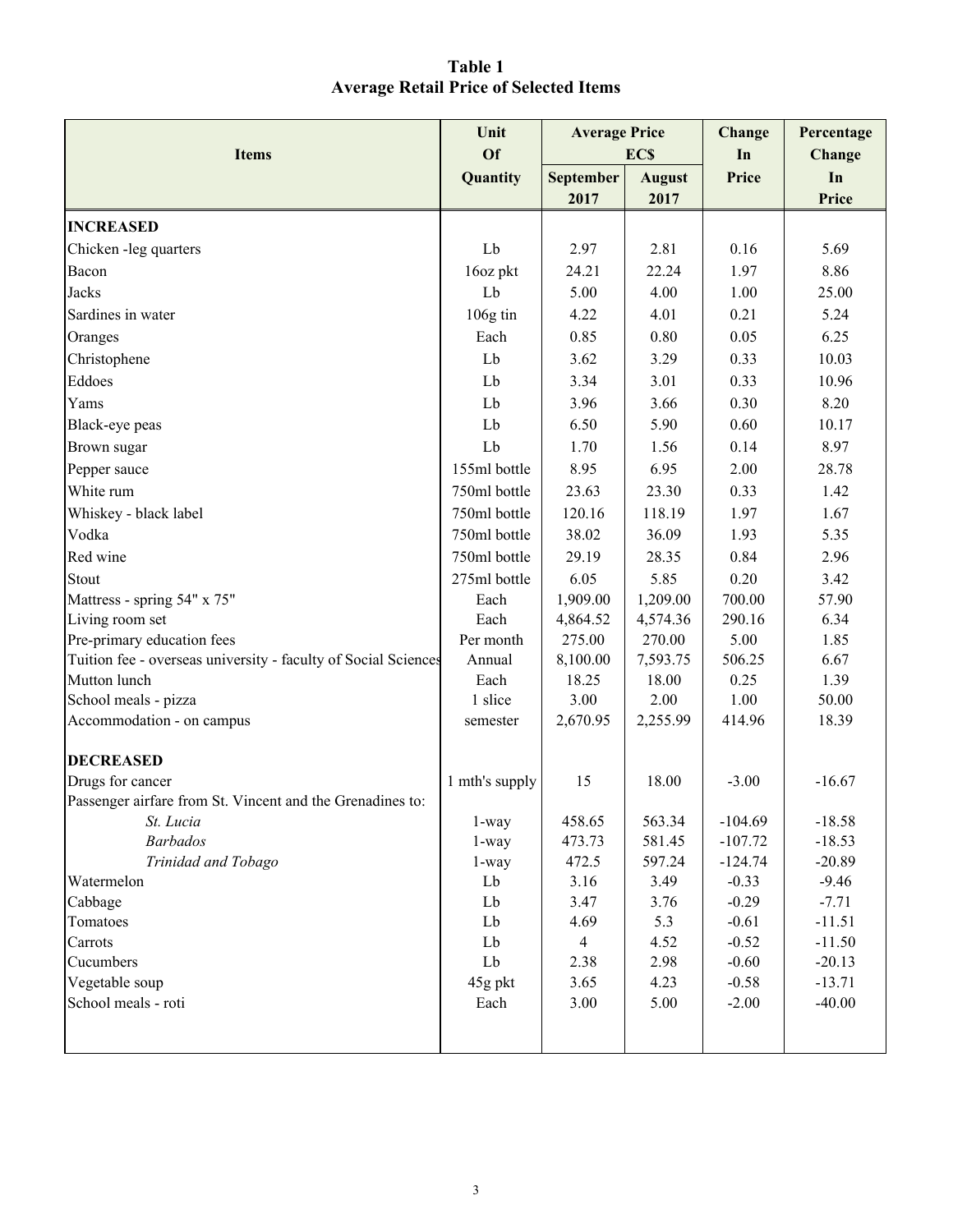**Table 1**
**Average Retail Price of Selected Items**

| Items | Unit Of Quantity | Average Price EC$ | | Change In Price | Percentage Change In Price |
|---|---|---|---|---|---|
| | | September 2017 | August 2017 | | |
| **INCREASED** | | | | | |
| Chicken -leg quarters | Lb | 2.97 | 2.81 | 0.16 | 5.69 |
| Bacon | 16oz pkt | 24.21 | 22.24 | 1.97 | 8.86 |
| Jacks | Lb | 5.00 | 4.00 | 1.00 | 25.00 |
| Sardines in water | 106g tin | 4.22 | 4.01 | 0.21 | 5.24 |
| Oranges | Each | 0.85 | 0.80 | 0.05 | 6.25 |
| Christophene | Lb | 3.62 | 3.29 | 0.33 | 10.03 |
| Eddoes | Lb | 3.34 | 3.01 | 0.33 | 10.96 |
| Yams | Lb | 3.96 | 3.66 | 0.30 | 8.20 |
| Black-eye peas | Lb | 6.50 | 5.90 | 0.60 | 10.17 |
| Brown sugar | Lb | 1.70 | 1.56 | 0.14 | 8.97 |
| Pepper sauce | 155ml bottle | 8.95 | 6.95 | 2.00 | 28.78 |
| White rum | 750ml bottle | 23.63 | 23.30 | 0.33 | 1.42 |
| Whiskey - black label | 750ml bottle | 120.16 | 118.19 | 1.97 | 1.67 |
| Vodka | 750ml bottle | 38.02 | 36.09 | 1.93 | 5.35 |
| Red wine | 750ml bottle | 29.19 | 28.35 | 0.84 | 2.96 |
| Stout | 275ml bottle | 6.05 | 5.85 | 0.20 | 3.42 |
| Mattress - spring 54" x 75" | Each | 1,909.00 | 1,209.00 | 700.00 | 57.90 |
| Living room set | Each | 4,864.52 | 4,574.36 | 290.16 | 6.34 |
| Pre-primary education fees | Per month | 275.00 | 270.00 | 5.00 | 1.85 |
| Tuition fee - overseas university - faculty of Social Sciences | Annual | 8,100.00 | 7,593.75 | 506.25 | 6.67 |
| Mutton lunch | Each | 18.25 | 18.00 | 0.25 | 1.39 |
| School meals - pizza | 1 slice | 3.00 | 2.00 | 1.00 | 50.00 |
| Accommodation - on campus | semester | 2,670.95 | 2,255.99 | 414.96 | 18.39 |
| **DECREASED** | | | | | |
| Drugs for cancer | 1 mth's supply | 15 | 18.00 | -3.00 | -16.67 |
| Passenger airfare from St. Vincent and the Grenadines to: | | | | | |
| *St. Lucia* | 1-way | 458.65 | 563.34 | -104.69 | -18.58 |
| *Barbados* | 1-way | 473.73 | 581.45 | -107.72 | -18.53 |
| *Trinidad and Tobago* | 1-way | 472.5 | 597.24 | -124.74 | -20.89 |
| Watermelon | Lb | 3.16 | 3.49 | -0.33 | -9.46 |
| Cabbage | Lb | 3.47 | 3.76 | -0.29 | -7.71 |
| Tomatoes | Lb | 4.69 | 5.3 | -0.61 | -11.51 |
| Carrots | Lb | 4 | 4.52 | -0.52 | -11.50 |
| Cucumbers | Lb | 2.38 | 2.98 | -0.60 | -20.13 |
| Vegetable soup | 45g pkt | 3.65 | 4.23 | -0.58 | -13.71 |
| School meals - roti | Each | 3.00 | 5.00 | -2.00 | -40.00 |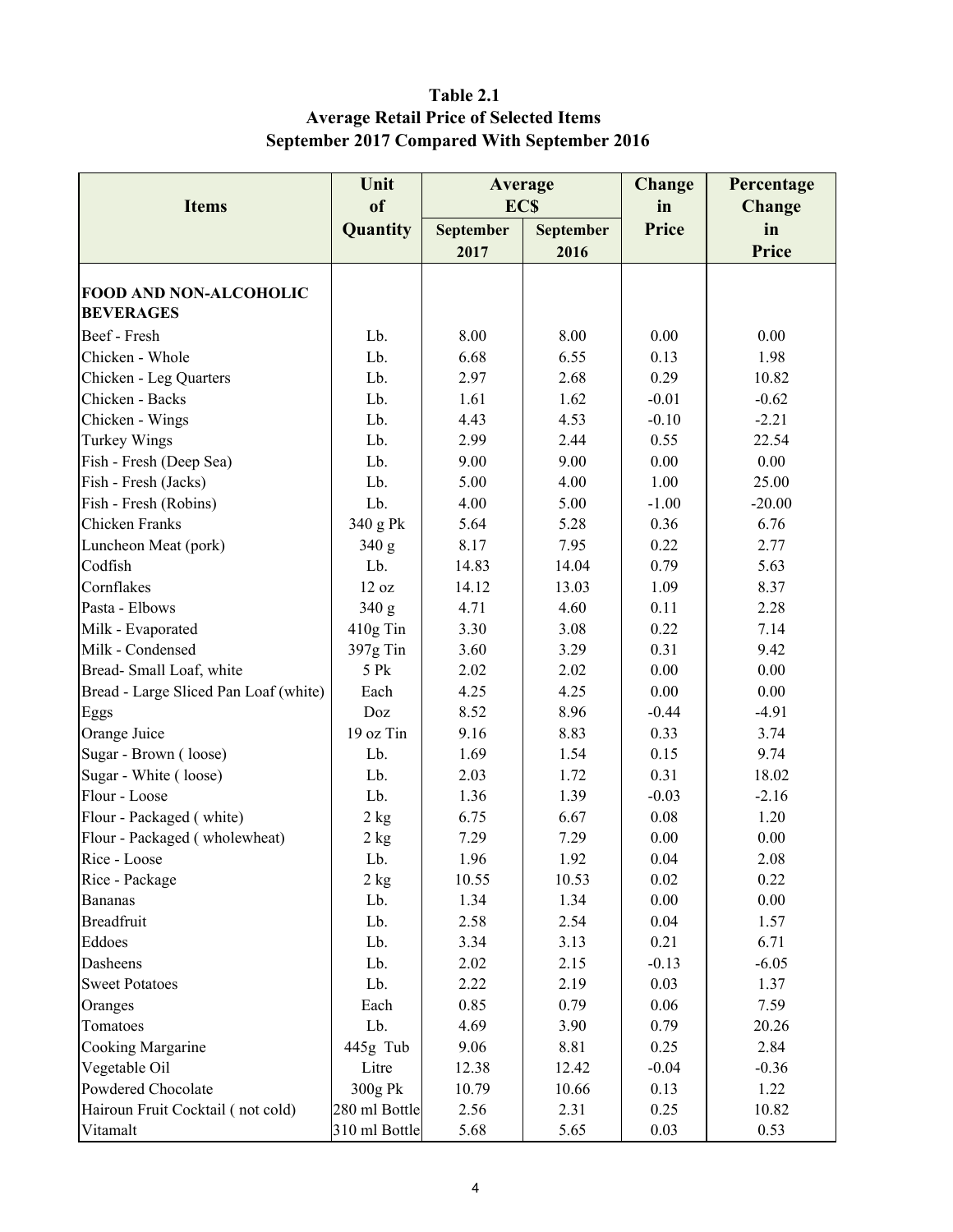**Table 2.1**
**Average Retail Price of Selected Items**
**September 2017 Compared With September 2016**

| Items | Unit of Quantity | Average EC$ | | Change in Price | Percentage Change in Price |
|---|---|---|---|---|---|
| | | September 2017 | September 2016 | | |
| **FOOD AND NON-ALCOHOLIC BEVERAGES** | | | | | |
| Beef - Fresh | Lb. | 8.00 | 8.00 | 0.00 | 0.00 |
| Chicken - Whole | Lb. | 6.68 | 6.55 | 0.13 | 1.98 |
| Chicken - Leg Quarters | Lb. | 2.97 | 2.68 | 0.29 | 10.82 |
| Chicken - Backs | Lb. | 1.61 | 1.62 | -0.01 | -0.62 |
| Chicken - Wings | Lb. | 4.43 | 4.53 | -0.10 | -2.21 |
| Turkey Wings | Lb. | 2.99 | 2.44 | 0.55 | 22.54 |
| Fish - Fresh (Deep Sea) | Lb. | 9.00 | 9.00 | 0.00 | 0.00 |
| Fish - Fresh (Jacks) | Lb. | 5.00 | 4.00 | 1.00 | 25.00 |
| Fish - Fresh (Robins) | Lb. | 4.00 | 5.00 | -1.00 | -20.00 |
| Chicken Franks | 340 g Pk | 5.64 | 5.28 | 0.36 | 6.76 |
| Luncheon Meat (pork) | 340 g | 8.17 | 7.95 | 0.22 | 2.77 |
| Codfish | Lb. | 14.83 | 14.04 | 0.79 | 5.63 |
| Cornflakes | 12 oz | 14.12 | 13.03 | 1.09 | 8.37 |
| Pasta - Elbows | 340 g | 4.71 | 4.60 | 0.11 | 2.28 |
| Milk - Evaporated | 410g Tin | 3.30 | 3.08 | 0.22 | 7.14 |
| Milk - Condensed | 397g Tin | 3.60 | 3.29 | 0.31 | 9.42 |
| Bread- Small Loaf, white | 5 Pk | 2.02 | 2.02 | 0.00 | 0.00 |
| Bread - Large Sliced Pan Loaf (white) | Each | 4.25 | 4.25 | 0.00 | 0.00 |
| Eggs | Doz | 8.52 | 8.96 | -0.44 | -4.91 |
| Orange Juice | 19 oz Tin | 9.16 | 8.83 | 0.33 | 3.74 |
| Sugar - Brown ( loose) | Lb. | 1.69 | 1.54 | 0.15 | 9.74 |
| Sugar - White ( loose) | Lb. | 2.03 | 1.72 | 0.31 | 18.02 |
| Flour - Loose | Lb. | 1.36 | 1.39 | -0.03 | -2.16 |
| Flour - Packaged ( white) | 2 kg | 6.75 | 6.67 | 0.08 | 1.20 |
| Flour - Packaged ( wholewheat) | 2 kg | 7.29 | 7.29 | 0.00 | 0.00 |
| Rice - Loose | Lb. | 1.96 | 1.92 | 0.04 | 2.08 |
| Rice - Package | 2 kg | 10.55 | 10.53 | 0.02 | 0.22 |
| Bananas | Lb. | 1.34 | 1.34 | 0.00 | 0.00 |
| Breadfruit | Lb. | 2.58 | 2.54 | 0.04 | 1.57 |
| Eddoes | Lb. | 3.34 | 3.13 | 0.21 | 6.71 |
| Dasheens | Lb. | 2.02 | 2.15 | -0.13 | -6.05 |
| Sweet Potatoes | Lb. | 2.22 | 2.19 | 0.03 | 1.37 |
| Oranges | Each | 0.85 | 0.79 | 0.06 | 7.59 |
| Tomatoes | Lb. | 4.69 | 3.90 | 0.79 | 20.26 |
| Cooking Margarine | 445g Tub | 9.06 | 8.81 | 0.25 | 2.84 |
| Vegetable Oil | Litre | 12.38 | 12.42 | -0.04 | -0.36 |
| Powdered Chocolate | 300g Pk | 10.79 | 10.66 | 0.13 | 1.22 |
| Hairoun Fruit Cocktail ( not cold) | 280 ml Bottle | 2.56 | 2.31 | 0.25 | 10.82 |
| Vitamalt | 310 ml Bottle | 5.68 | 5.65 | 0.03 | 0.53 |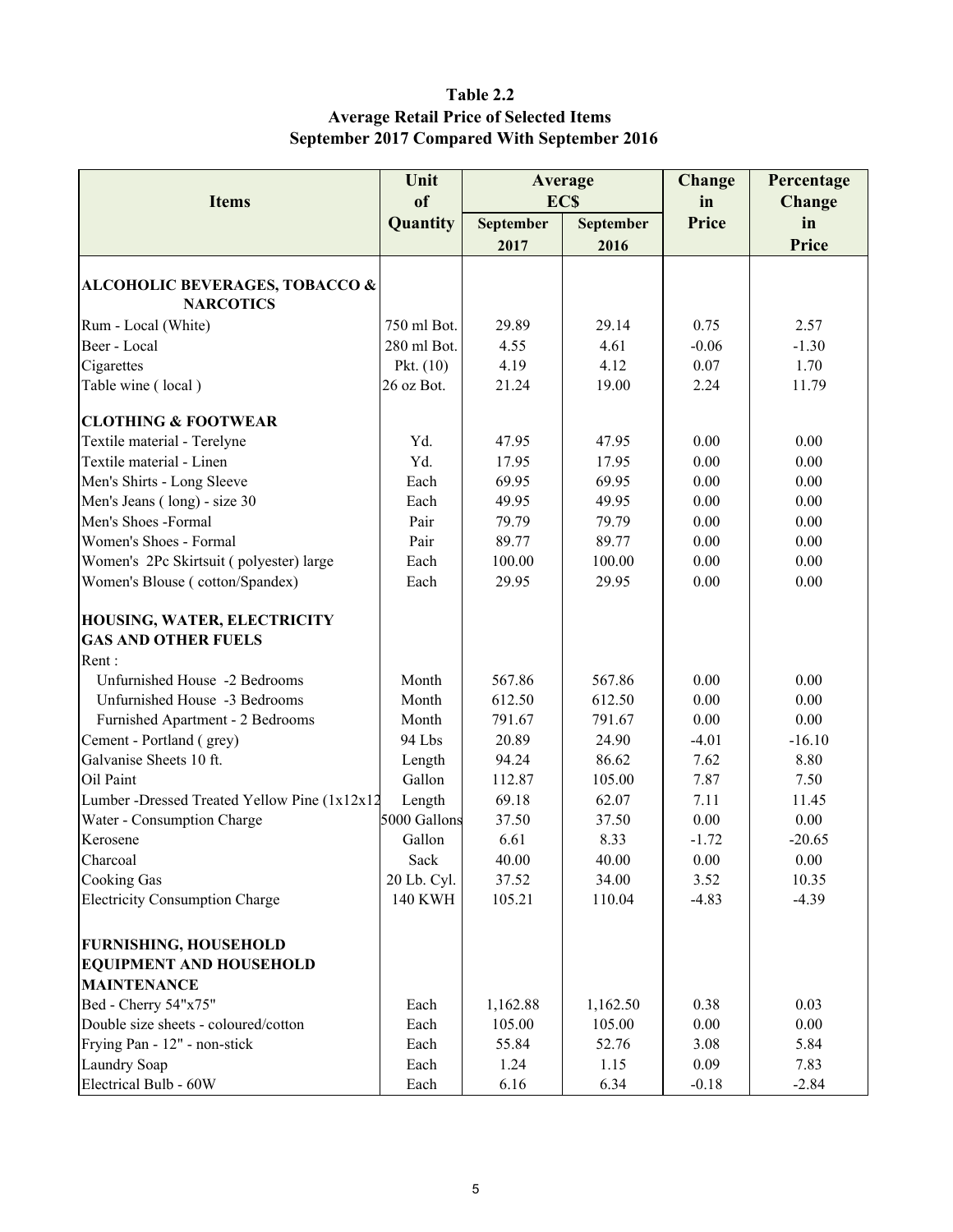# Table 2.2
## Average Retail Price of Selected Items
## September 2017 Compared With September 2016

| Items | Unit of Quantity | Average EC$ | | Change in Price | Percentage Change in Price |
|---|---|---|---|---|---|
| | | September 2017 | September 2016 | | |
| **ALCOHOLIC BEVERAGES, TOBACCO & NARCOTICS** | | | | | |
| Rum - Local (White) | 750 ml Bot. | 29.89 | 29.14 | 0.75 | 2.57 |
| Beer - Local | 280 ml Bot. | 4.55 | 4.61 | -0.06 | -1.30 |
| Cigarettes | Pkt. (10) | 4.19 | 4.12 | 0.07 | 1.70 |
| Table wine ( local ) | 26 oz Bot. | 21.24 | 19.00 | 2.24 | 11.79 |
| **CLOTHING & FOOTWEAR** | | | | | |
| Textile material - Terelyne | Yd. | 47.95 | 47.95 | 0.00 | 0.00 |
| Textile material - Linen | Yd. | 17.95 | 17.95 | 0.00 | 0.00 |
| Men's Shirts - Long Sleeve | Each | 69.95 | 69.95 | 0.00 | 0.00 |
| Men's Jeans ( long) - size 30 | Each | 49.95 | 49.95 | 0.00 | 0.00 |
| Men's Shoes -Formal | Pair | 79.79 | 79.79 | 0.00 | 0.00 |
| Women's Shoes - Formal | Pair | 89.77 | 89.77 | 0.00 | 0.00 |
| Women's 2Pc Skirtsuit ( polyester) large | Each | 100.00 | 100.00 | 0.00 | 0.00 |
| Women's Blouse ( cotton/Spandex) | Each | 29.95 | 29.95 | 0.00 | 0.00 |
| **HOUSING, WATER, ELECTRICITY GAS AND OTHER FUELS** | | | | | |
| Rent : | | | | | |
| Unfurnished House -2 Bedrooms | Month | 567.86 | 567.86 | 0.00 | 0.00 |
| Unfurnished House -3 Bedrooms | Month | 612.50 | 612.50 | 0.00 | 0.00 |
| Furnished Apartment - 2 Bedrooms | Month | 791.67 | 791.67 | 0.00 | 0.00 |
| Cement - Portland ( grey) | 94 Lbs | 20.89 | 24.90 | -4.01 | -16.10 |
| Galvanise Sheets 10 ft. | Length | 94.24 | 86.62 | 7.62 | 8.80 |
| Oil Paint | Gallon | 112.87 | 105.00 | 7.87 | 7.50 |
| Lumber -Dressed Treated Yellow Pine (1x12x12 | Length | 69.18 | 62.07 | 7.11 | 11.45 |
| Water - Consumption Charge | 5000 Gallons | 37.50 | 37.50 | 0.00 | 0.00 |
| Kerosene | Gallon | 6.61 | 8.33 | -1.72 | -20.65 |
| Charcoal | Sack | 40.00 | 40.00 | 0.00 | 0.00 |
| Cooking Gas | 20 Lb. Cyl. | 37.52 | 34.00 | 3.52 | 10.35 |
| Electricity Consumption Charge | 140 KWH | 105.21 | 110.04 | -4.83 | -4.39 |
| **FURNISHING, HOUSEHOLD EQUIPMENT AND HOUSEHOLD MAINTENANCE** | | | | | |
| Bed - Cherry 54"x75" | Each | 1,162.88 | 1,162.50 | 0.38 | 0.03 |
| Double size sheets - coloured/cotton | Each | 105.00 | 105.00 | 0.00 | 0.00 |
| Frying Pan - 12" - non-stick | Each | 55.84 | 52.76 | 3.08 | 5.84 |
| Laundry Soap | Each | 1.24 | 1.15 | 0.09 | 7.83 |
| Electrical Bulb - 60W | Each | 6.16 | 6.34 | -0.18 | -2.84 |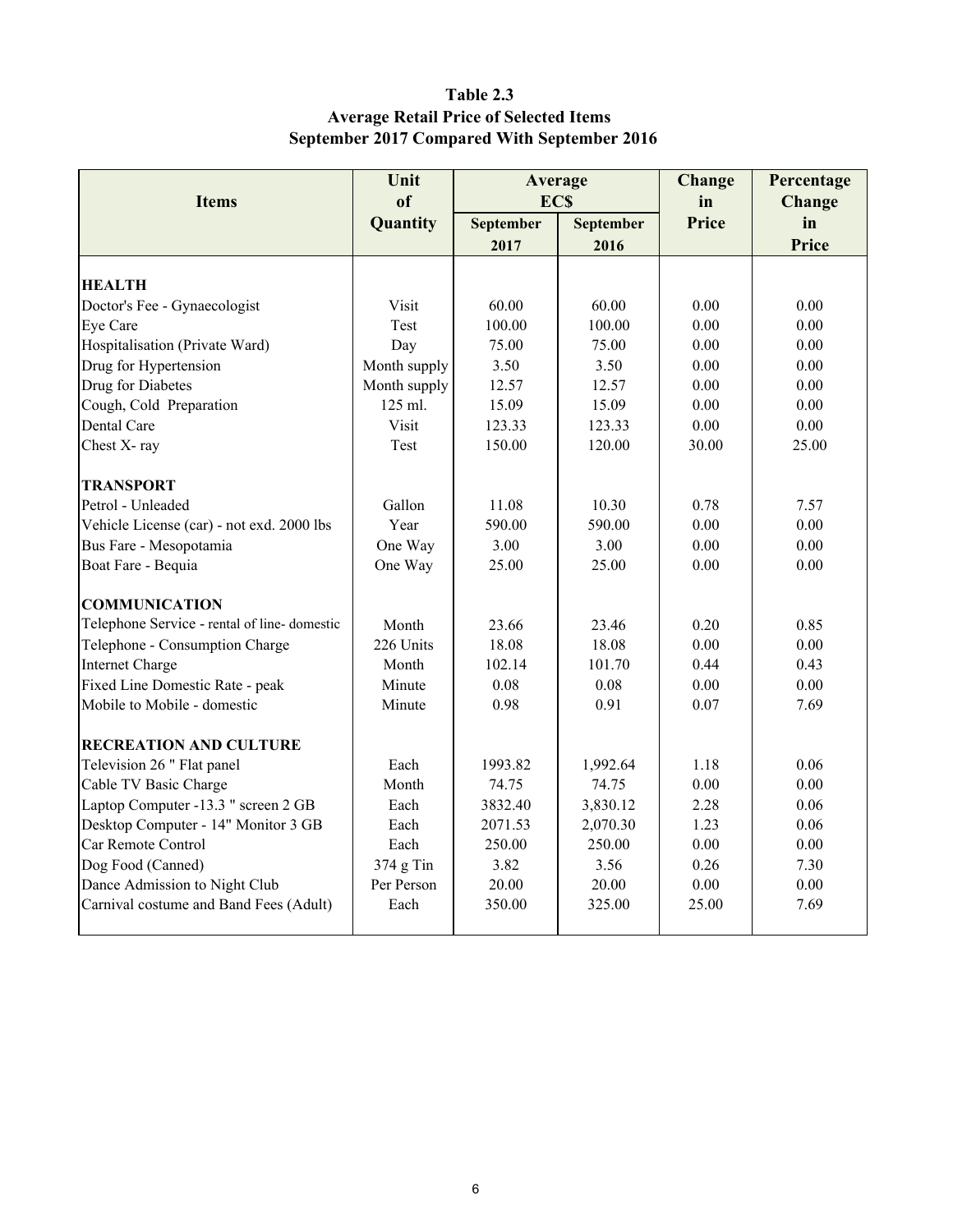**Table 2.3**
**Average Retail Price of Selected Items**
**September 2017 Compared With September 2016**

| Items | Unit of Quantity | Average EC$ | | Change in Price | Percentage Change in Price |
|---|---|---|---|---|---|
| | | September 2017 | September 2016 | | |
| **HEALTH** | | | | | |
| Doctor's Fee - Gynaecologist | Visit | 60.00 | 60.00 | 0.00 | 0.00 |
| Eye Care | Test | 100.00 | 100.00 | 0.00 | 0.00 |
| Hospitalisation (Private Ward) | Day | 75.00 | 75.00 | 0.00 | 0.00 |
| Drug for Hypertension | Month supply | 3.50 | 3.50 | 0.00 | 0.00 |
| Drug for Diabetes | Month supply | 12.57 | 12.57 | 0.00 | 0.00 |
| Cough, Cold Preparation | 125 ml. | 15.09 | 15.09 | 0.00 | 0.00 |
| Dental Care | Visit | 123.33 | 123.33 | 0.00 | 0.00 |
| Chest X- ray | Test | 150.00 | 120.00 | 30.00 | 25.00 |
| **TRANSPORT** | | | | | |
| Petrol - Unleaded | Gallon | 11.08 | 10.30 | 0.78 | 7.57 |
| Vehicle License (car) - not exd. 2000 lbs | Year | 590.00 | 590.00 | 0.00 | 0.00 |
| Bus Fare - Mesopotamia | One Way | 3.00 | 3.00 | 0.00 | 0.00 |
| Boat Fare - Bequia | One Way | 25.00 | 25.00 | 0.00 | 0.00 |
| **COMMUNICATION** | | | | | |
| Telephone Service - rental of line- domestic | Month | 23.66 | 23.46 | 0.20 | 0.85 |
| Telephone - Consumption Charge | 226 Units | 18.08 | 18.08 | 0.00 | 0.00 |
| Internet Charge | Month | 102.14 | 101.70 | 0.44 | 0.43 |
| Fixed Line Domestic Rate - peak | Minute | 0.08 | 0.08 | 0.00 | 0.00 |
| Mobile to Mobile - domestic | Minute | 0.98 | 0.91 | 0.07 | 7.69 |
| **RECREATION AND CULTURE** | | | | | |
| Television 26 " Flat panel | Each | 1993.82 | 1,992.64 | 1.18 | 0.06 |
| Cable TV Basic Charge | Month | 74.75 | 74.75 | 0.00 | 0.00 |
| Laptop Computer -13.3 " screen 2 GB | Each | 3832.40 | 3,830.12 | 2.28 | 0.06 |
| Desktop Computer - 14" Monitor 3 GB | Each | 2071.53 | 2,070.30 | 1.23 | 0.06 |
| Car Remote Control | Each | 250.00 | 250.00 | 0.00 | 0.00 |
| Dog Food (Canned) | 374 g Tin | 3.82 | 3.56 | 0.26 | 7.30 |
| Dance Admission to Night Club | Per Person | 20.00 | 20.00 | 0.00 | 0.00 |
| Carnival costume and Band Fees (Adult) | Each | 350.00 | 325.00 | 25.00 | 7.69 |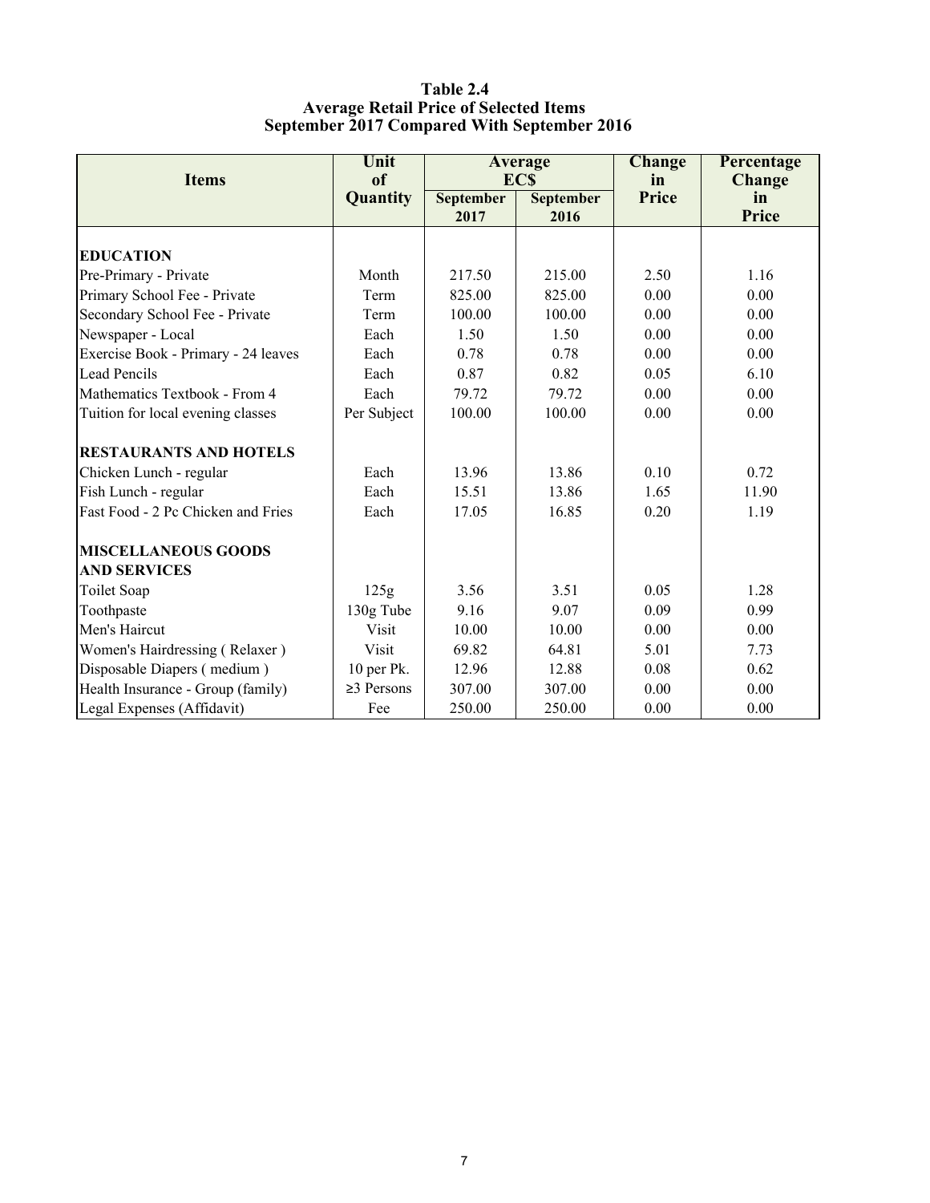**Table 2.4**
**Average Retail Price of Selected Items**
**September 2017 Compared With September 2016**

| Items | Unit of Quantity | Average EC$ | | Change in Price | Percentage Change in Price |
|---|---|---|---|---|---|
| | | September 2017 | September 2016 | | |
| **EDUCATION** | | | | | |
| Pre-Primary - Private | Month | 217.50 | 215.00 | 2.50 | 1.16 |
| Primary School Fee - Private | Term | 825.00 | 825.00 | 0.00 | 0.00 |
| Secondary School Fee - Private | Term | 100.00 | 100.00 | 0.00 | 0.00 |
| Newspaper - Local | Each | 1.50 | 1.50 | 0.00 | 0.00 |
| Exercise Book - Primary - 24 leaves | Each | 0.78 | 0.78 | 0.00 | 0.00 |
| Lead Pencils | Each | 0.87 | 0.82 | 0.05 | 6.10 |
| Mathematics Textbook - From 4 | Each | 79.72 | 79.72 | 0.00 | 0.00 |
| Tuition for local evening classes | Per Subject | 100.00 | 100.00 | 0.00 | 0.00 |
| **RESTAURANTS AND HOTELS** | | | | | |
| Chicken Lunch - regular | Each | 13.96 | 13.86 | 0.10 | 0.72 |
| Fish Lunch - regular | Each | 15.51 | 13.86 | 1.65 | 11.90 |
| Fast Food - 2 Pc Chicken and Fries | Each | 17.05 | 16.85 | 0.20 | 1.19 |
| **MISCELLANEOUS GOODS AND SERVICES** | | | | | |
| Toilet Soap | 125g | 3.56 | 3.51 | 0.05 | 1.28 |
| Toothpaste | 130g Tube | 9.16 | 9.07 | 0.09 | 0.99 |
| Men's Haircut | Visit | 10.00 | 10.00 | 0.00 | 0.00 |
| Women's Hairdressing ( Relaxer ) | Visit | 69.82 | 64.81 | 5.01 | 7.73 |
| Disposable Diapers ( medium ) | 10 per Pk. | 12.96 | 12.88 | 0.08 | 0.62 |
| Health Insurance - Group (family) | ≥3 Persons | 307.00 | 307.00 | 0.00 | 0.00 |
| Legal Expenses (Affidavit) | Fee | 250.00 | 250.00 | 0.00 | 0.00 |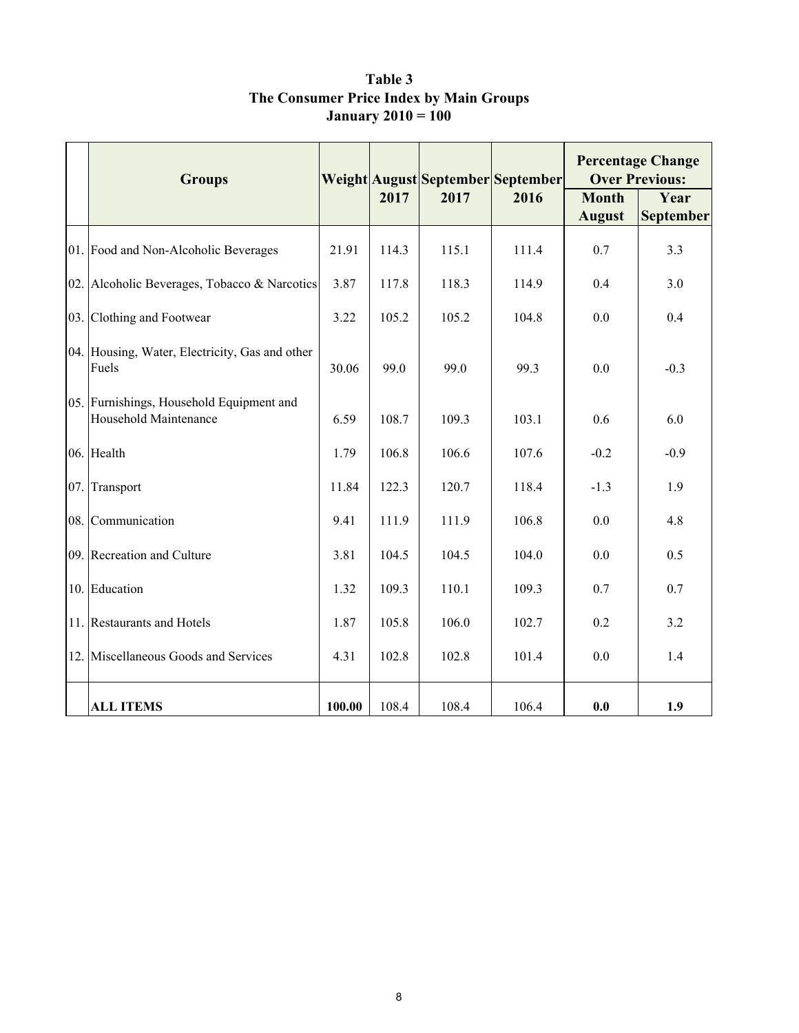**Table 3**
**The Consumer Price Index by Main Groups**
**January 2010 = 100**

| | Groups | Weight | August 2017 | September 2017 | September 2016 | Percentage Change Over Previous: | |
|---|---|---|---|---|---|---|---|
| | | | | | | Month August | Year September |
| 01. | Food and Non-Alcoholic Beverages | 21.91 | 114.3 | 115.1 | 111.4 | 0.7 | 3.3 |
| 02. | Alcoholic Beverages, Tobacco & Narcotics | 3.87 | 117.8 | 118.3 | 114.9 | 0.4 | 3.0 |
| 03. | Clothing and Footwear | 3.22 | 105.2 | 105.2 | 104.8 | 0.0 | 0.4 |
| 04. | Housing, Water, Electricity, Gas and other Fuels | 30.06 | 99.0 | 99.0 | 99.3 | 0.0 | -0.3 |
| 05. | Furnishings, Household Equipment and Household Maintenance | 6.59 | 108.7 | 109.3 | 103.1 | 0.6 | 6.0 |
| 06. | Health | 1.79 | 106.8 | 106.6 | 107.6 | -0.2 | -0.9 |
| 07. | Transport | 11.84 | 122.3 | 120.7 | 118.4 | -1.3 | 1.9 |
| 08. | Communication | 9.41 | 111.9 | 111.9 | 106.8 | 0.0 | 4.8 |
| 09. | Recreation and Culture | 3.81 | 104.5 | 104.5 | 104.0 | 0.0 | 0.5 |
| 10. | Education | 1.32 | 109.3 | 110.1 | 109.3 | 0.7 | 0.7 |
| 11. | Restaurants and Hotels | 1.87 | 105.8 | 106.0 | 102.7 | 0.2 | 3.2 |
| 12. | Miscellaneous Goods and Services | 4.31 | 102.8 | 102.8 | 101.4 | 0.0 | 1.4 |
| | **ALL ITEMS** | **100.00** | 108.4 | 108.4 | 106.4 | **0.0** | **1.9** |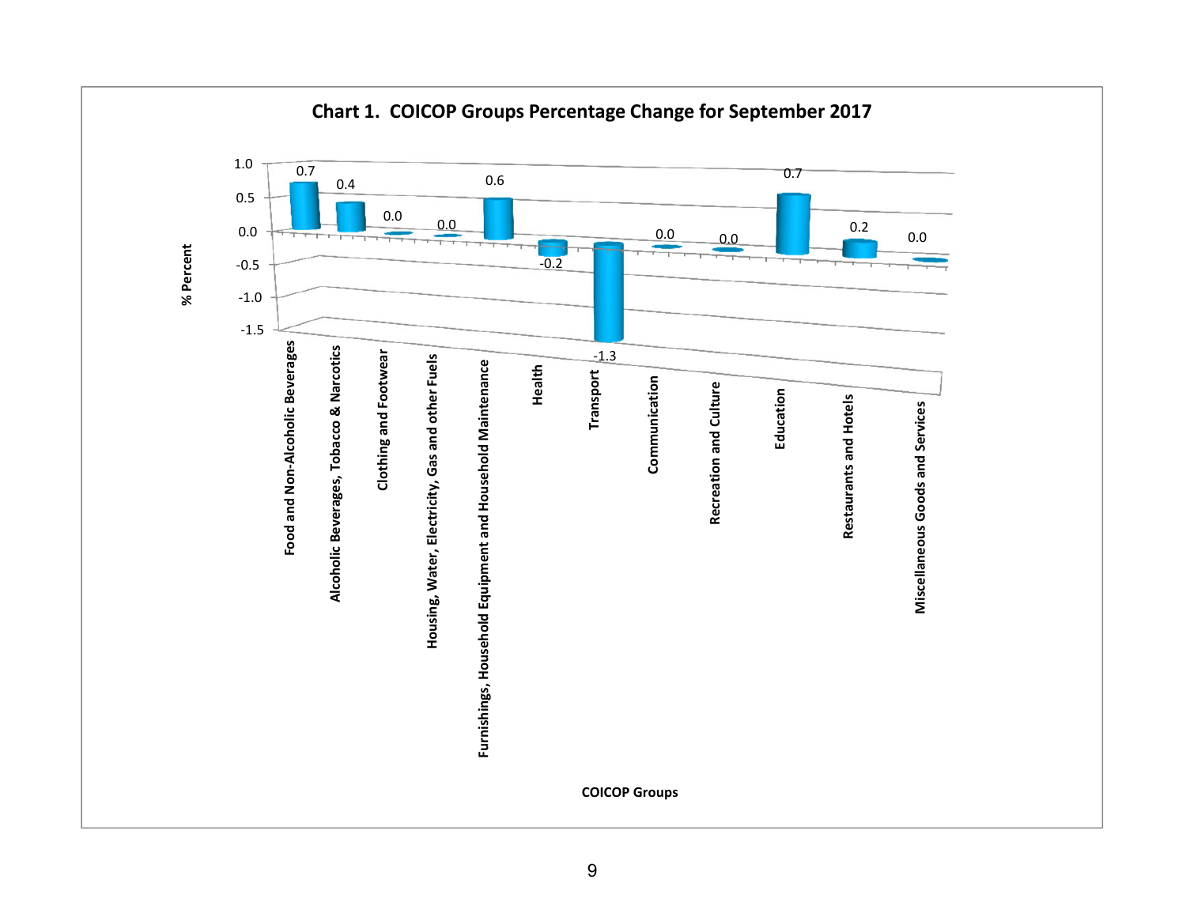**Chart 1. COICOP Groups Percentage Change for September 2017**

| COICOP Groups | % Percent |
|---|---|
| Food and Non-Alcoholic Beverages | 0.7 |
| Alcoholic Beverages, Tobacco & Narcotics | 0.4 |
| Clothing and Footwear | 0.0 |
| Housing, Water, Electricity, Gas and other Fuels | 0.0 |
| Furnishings, Household Equipment and Household Maintenance | 0.6 |
| Health | -0.2 |
| Transport | -1.3 |
| Communication | 0.0 |
| Recreation and Culture | 0.0 |
| Education | 0.7 |
| Restaurants and Hotels | 0.2 |
| Miscellaneous Goods and Services | 0.0 |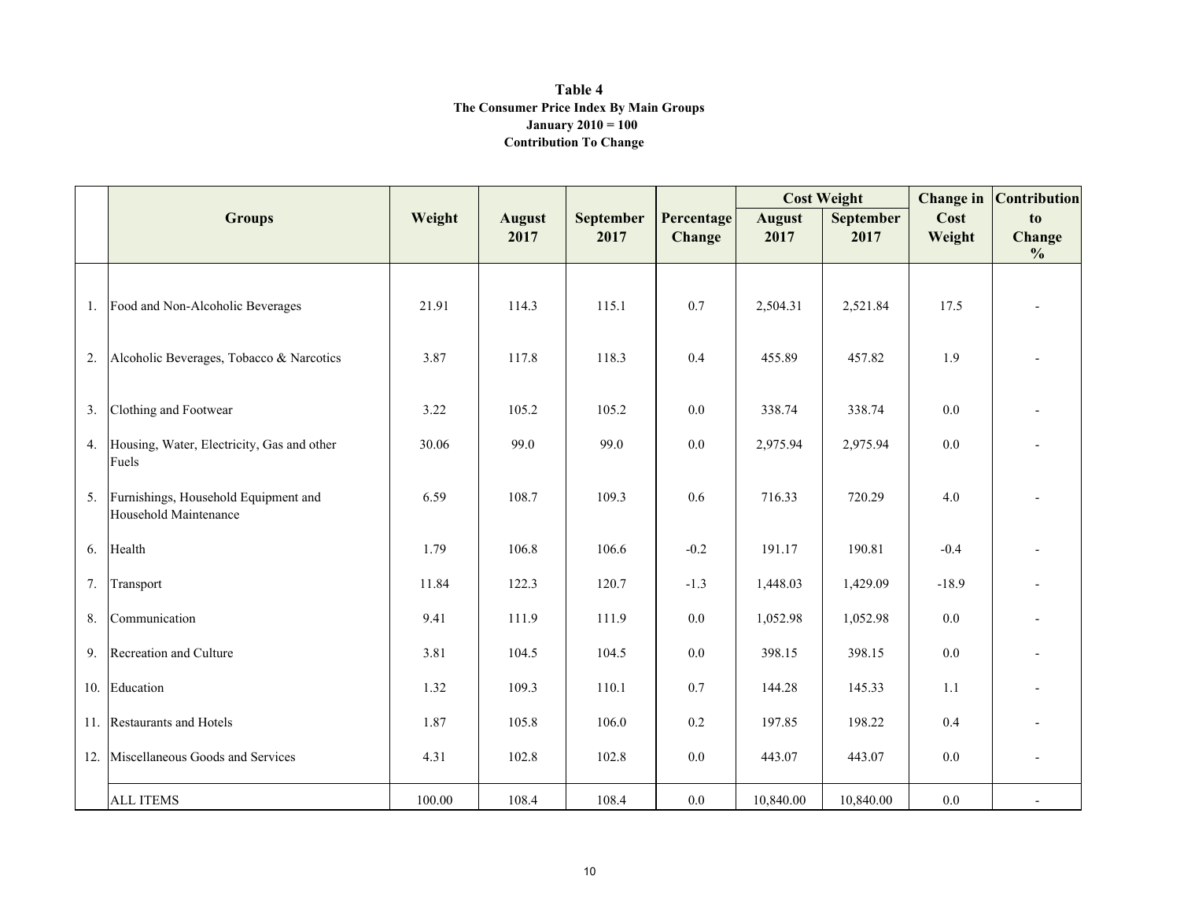**Table 4**
**The Consumer Price Index By Main Groups**
**January 2010 = 100**
**Contribution To Change**

| | Groups | Weight | August 2017 | September 2017 | Percentage Change | Cost Weight | | Change in Cost Weight | Contribution to Change % |
|---|---|---|---|---|---|---|---|---|---|
| | | | | | | August 2017 | September 2017 | | |
| 1. | Food and Non-Alcoholic Beverages | 21.91 | 114.3 | 115.1 | 0.7 | 2,504.31 | 2,521.84 | 17.5 | - |
| 2. | Alcoholic Beverages, Tobacco & Narcotics | 3.87 | 117.8 | 118.3 | 0.4 | 455.89 | 457.82 | 1.9 | - |
| 3. | Clothing and Footwear | 3.22 | 105.2 | 105.2 | 0.0 | 338.74 | 338.74 | 0.0 | - |
| 4. | Housing, Water, Electricity, Gas and other Fuels | 30.06 | 99.0 | 99.0 | 0.0 | 2,975.94 | 2,975.94 | 0.0 | - |
| 5. | Furnishings, Household Equipment and Household Maintenance | 6.59 | 108.7 | 109.3 | 0.6 | 716.33 | 720.29 | 4.0 | - |
| 6. | Health | 1.79 | 106.8 | 106.6 | -0.2 | 191.17 | 190.81 | -0.4 | - |
| 7. | Transport | 11.84 | 122.3 | 120.7 | -1.3 | 1,448.03 | 1,429.09 | -18.9 | - |
| 8. | Communication | 9.41 | 111.9 | 111.9 | 0.0 | 1,052.98 | 1,052.98 | 0.0 | - |
| 9. | Recreation and Culture | 3.81 | 104.5 | 104.5 | 0.0 | 398.15 | 398.15 | 0.0 | - |
| 10. | Education | 1.32 | 109.3 | 110.1 | 0.7 | 144.28 | 145.33 | 1.1 | - |
| 11. | Restaurants and Hotels | 1.87 | 105.8 | 106.0 | 0.2 | 197.85 | 198.22 | 0.4 | - |
| 12. | Miscellaneous Goods and Services | 4.31 | 102.8 | 102.8 | 0.0 | 443.07 | 443.07 | 0.0 | - |
| | ALL ITEMS | 100.00 | 108.4 | 108.4 | 0.0 | 10,840.00 | 10,840.00 | 0.0 | - |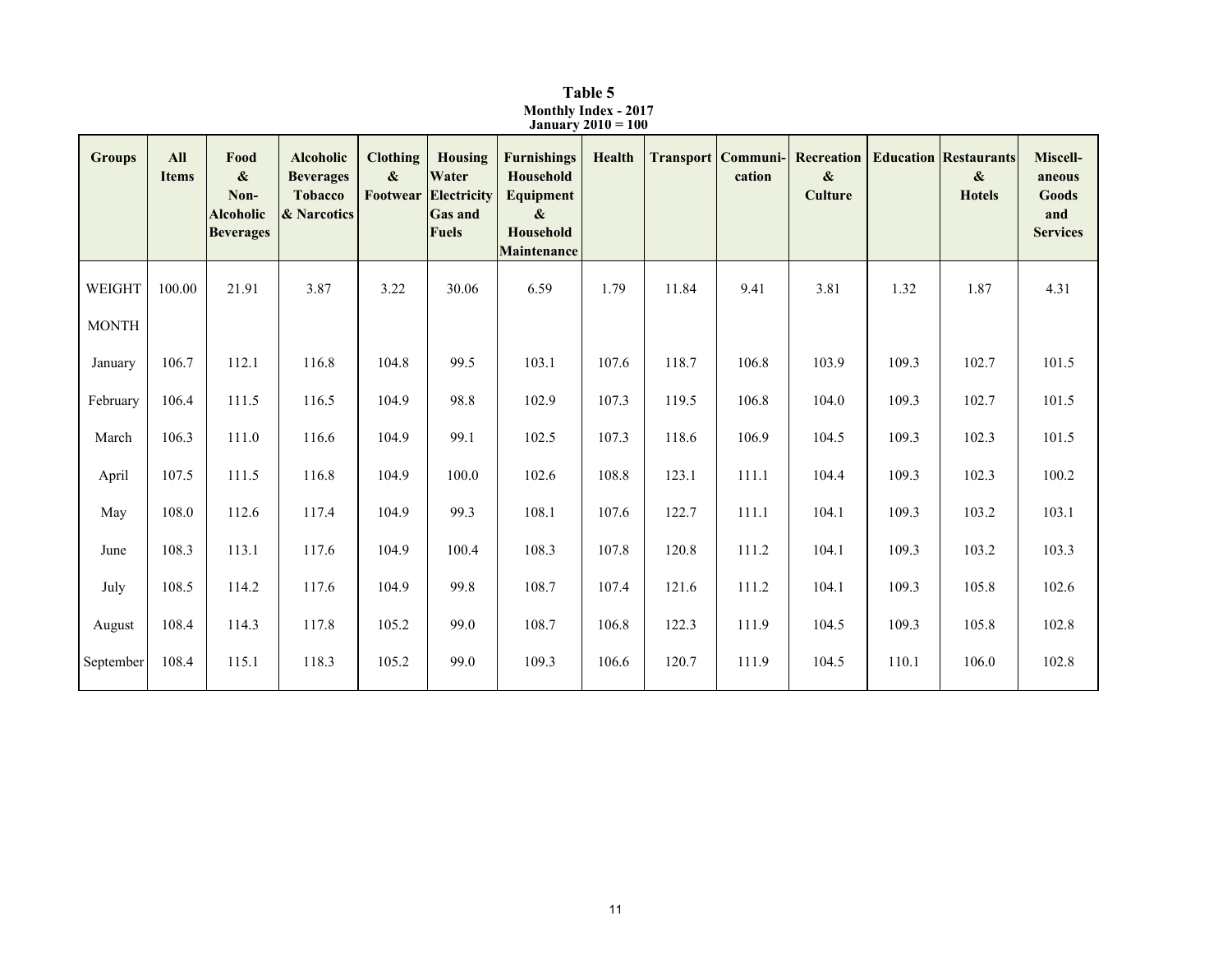# Table 5

**Monthly Index - 2017**
**January 2010 = 100**

| Groups | All Items | Food & Non-Alcoholic Beverages | Alcoholic Beverages Tobacco & Narcotics | Clothing & Footwear | Housing Water Electricity Gas and Fuels | Furnishings Household Equipment & Household Maintenance | Health | Transport | Communi-cation | Recreation & Culture | Education | Restaurants & Hotels | Miscell-aneous Goods and Services |
|---|---|---|---|---|---|---|---|---|---|---|---|---|---|
| WEIGHT | 100.00 | 21.91 | 3.87 | 3.22 | 30.06 | 6.59 | 1.79 | 11.84 | 9.41 | 3.81 | 1.32 | 1.87 | 4.31 |
| MONTH | | | | | | | | | | | | | |
| January | 106.7 | 112.1 | 116.8 | 104.8 | 99.5 | 103.1 | 107.6 | 118.7 | 106.8 | 103.9 | 109.3 | 102.7 | 101.5 |
| February | 106.4 | 111.5 | 116.5 | 104.9 | 98.8 | 102.9 | 107.3 | 119.5 | 106.8 | 104.0 | 109.3 | 102.7 | 101.5 |
| March | 106.3 | 111.0 | 116.6 | 104.9 | 99.1 | 102.5 | 107.3 | 118.6 | 106.9 | 104.5 | 109.3 | 102.3 | 101.5 |
| April | 107.5 | 111.5 | 116.8 | 104.9 | 100.0 | 102.6 | 108.8 | 123.1 | 111.1 | 104.4 | 109.3 | 102.3 | 100.2 |
| May | 108.0 | 112.6 | 117.4 | 104.9 | 99.3 | 108.1 | 107.6 | 122.7 | 111.1 | 104.1 | 109.3 | 103.2 | 103.1 |
| June | 108.3 | 113.1 | 117.6 | 104.9 | 100.4 | 108.3 | 107.8 | 120.8 | 111.2 | 104.1 | 109.3 | 103.2 | 103.3 |
| July | 108.5 | 114.2 | 117.6 | 104.9 | 99.8 | 108.7 | 107.4 | 121.6 | 111.2 | 104.1 | 109.3 | 105.8 | 102.6 |
| August | 108.4 | 114.3 | 117.8 | 105.2 | 99.0 | 108.7 | 106.8 | 122.3 | 111.9 | 104.5 | 109.3 | 105.8 | 102.8 |
| September | 108.4 | 115.1 | 118.3 | 105.2 | 99.0 | 109.3 | 106.6 | 120.7 | 111.9 | 104.5 | 110.1 | 106.0 | 102.8 |